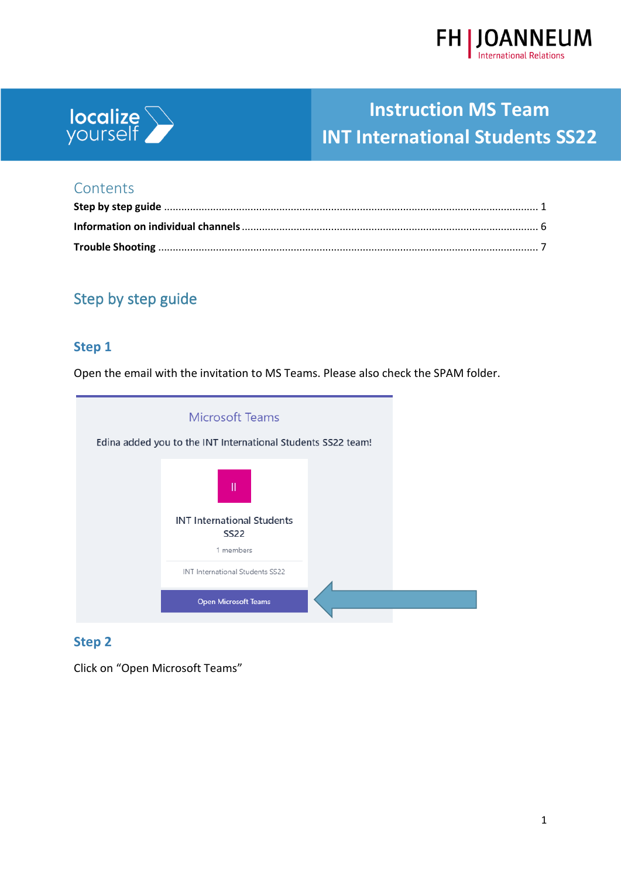FH | JOANNEUM
International Relations

localize yourself

# Instruction MS Team
# INT International Students SS22

## Contents

**Step by step guide** ........................................................................................................ 1

**Information on individual channels** ............................................................................... 6

**Trouble Shooting** ......................................................................................................... 7

## Step by step guide

### Step 1

Open the email with the invitation to MS Teams. Please also check the SPAM folder.

Microsoft Teams

Edina added you to the INT International Students SS22 team!

II

INT International Students SS22

1 members

INT International Students SS22

Open Microsoft Teams

### Step 2

Click on “Open Microsoft Teams”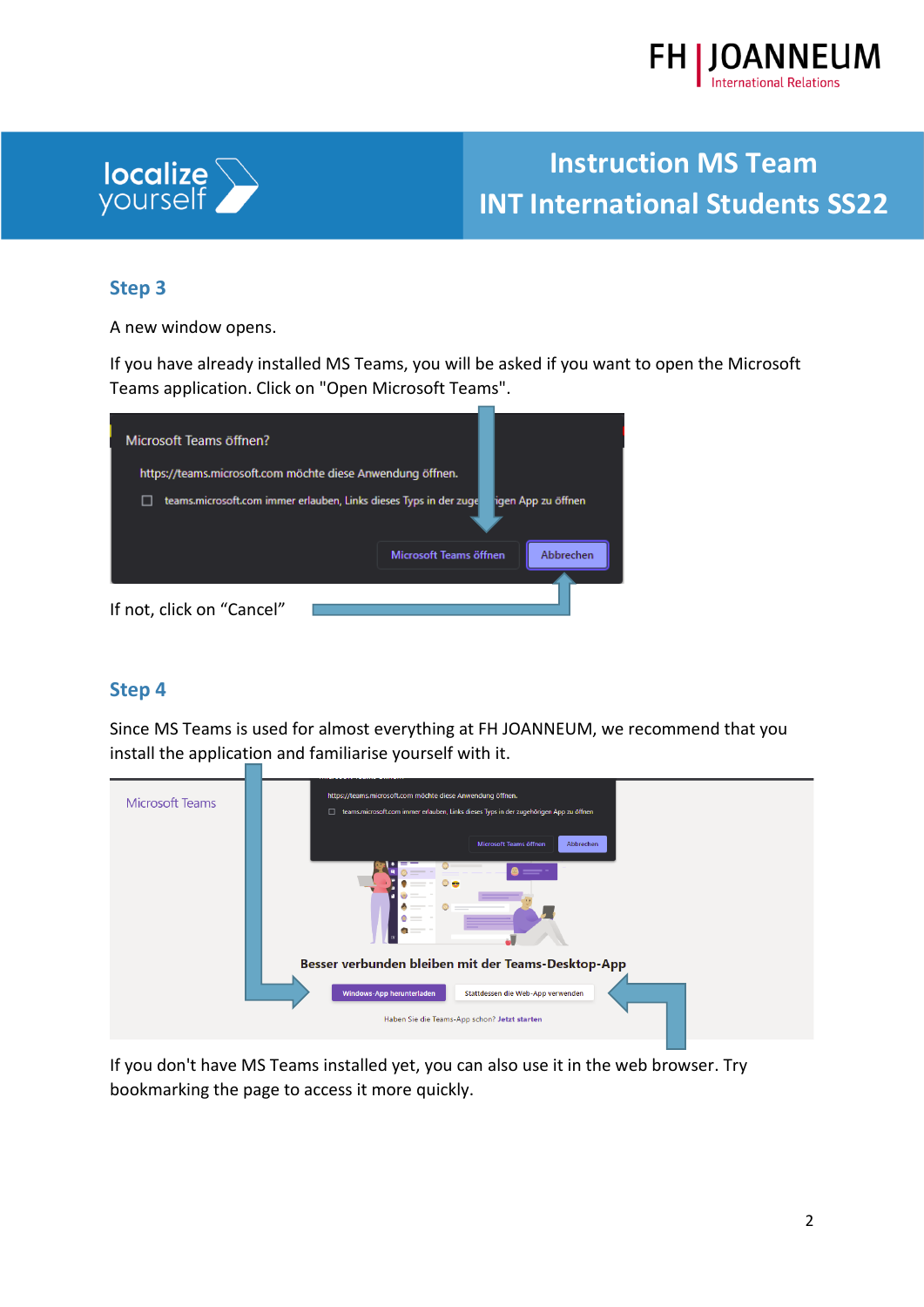## Step 3

A new window opens.

If you have already installed MS Teams, you will be asked if you want to open the Microsoft Teams application. Click on "Open Microsoft Teams".

If not, click on “Cancel”

## Step 4

Since MS Teams is used for almost everything at FH JOANNEUM, we recommend that you install the application and familiarise yourself with it.

If you don't have MS Teams installed yet, you can also use it in the web browser. Try bookmarking the page to access it more quickly.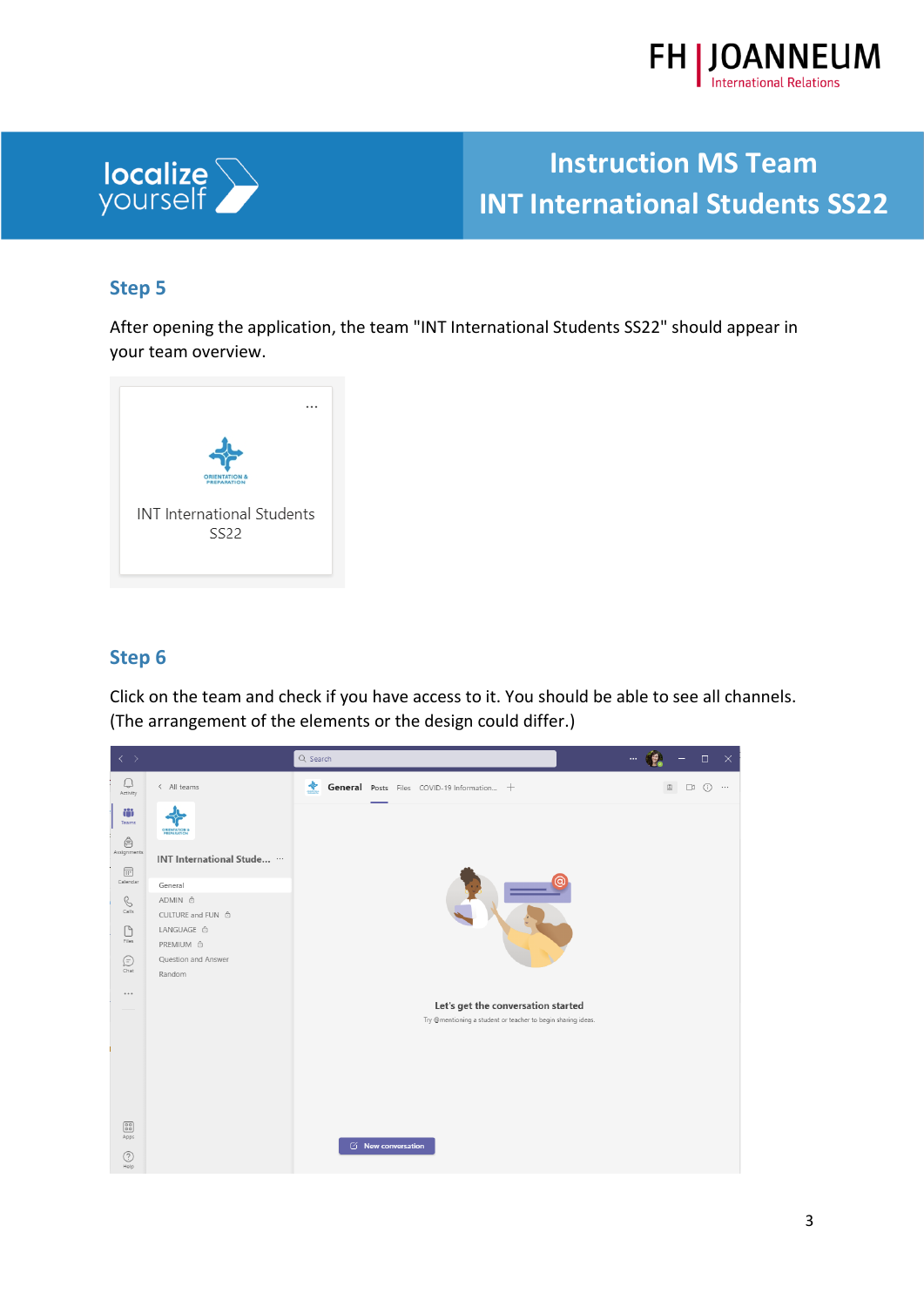## Step 5

After opening the application, the team "INT International Students SS22" should appear in your team overview.

## Step 6

Click on the team and check if you have access to it. You should be able to see all channels. (The arrangement of the elements or the design could differ.)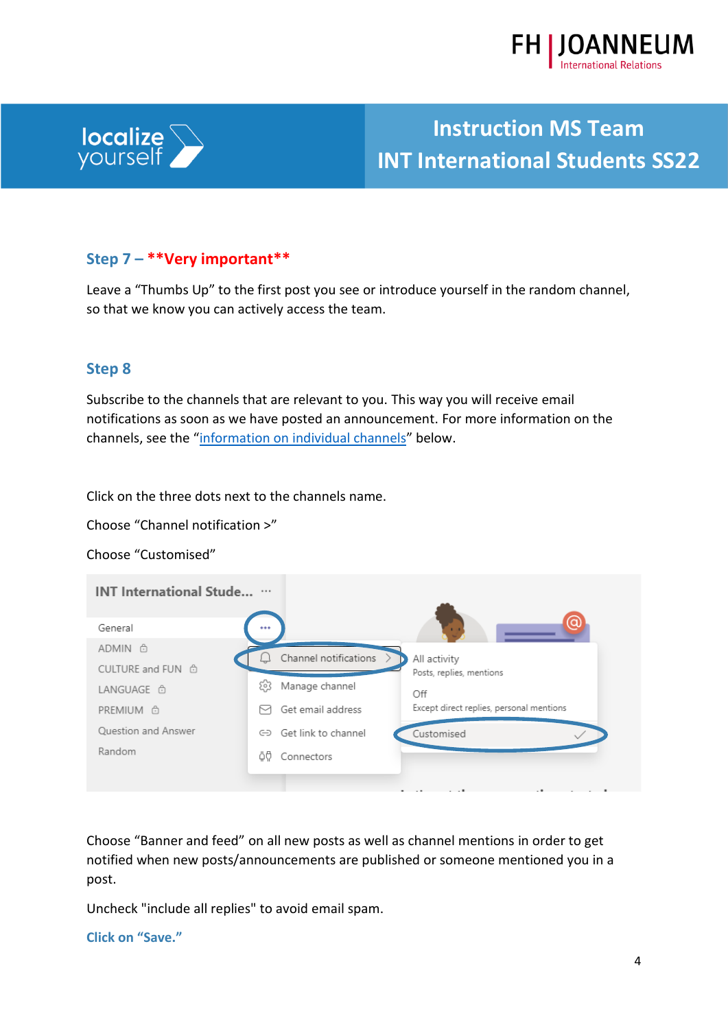## Step 7 – **Very important**

Leave a “Thumbs Up” to the first post you see or introduce yourself in the random channel, so that we know you can actively access the team.

## Step 8

Subscribe to the channels that are relevant to you. This way you will receive email notifications as soon as we have posted an announcement. For more information on the channels, see the “information on individual channels” below.

Click on the three dots next to the channels name.

Choose “Channel notification >”

Choose “Customised”

Choose “Banner and feed” on all new posts as well as channel mentions in order to get notified when new posts/announcements are published or someone mentioned you in a post.

Uncheck "include all replies" to avoid email spam.

**Click on “Save.”**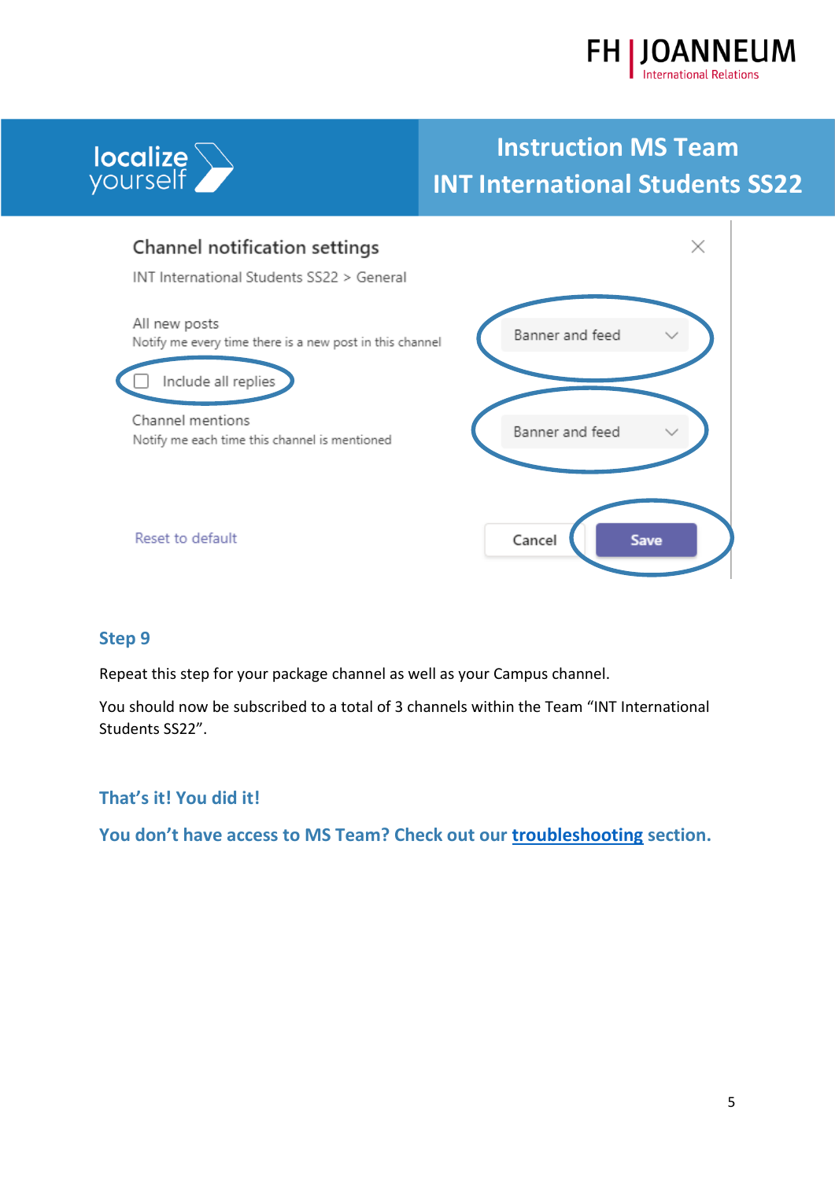Channel notification settings

INT International Students SS22 > General

All new posts
Notify me every time there is a new post in this channel

Include all replies

Channel mentions
Notify me each time this channel is mentioned

Banner and feed

Banner and feed

Reset to default

Cancel

Save

### Step 9

Repeat this step for your package channel as well as your Campus channel.

You should now be subscribed to a total of 3 channels within the Team "INT International Students SS22".

### That's it! You did it!

### You don't have access to MS Team? Check out our troubleshooting section.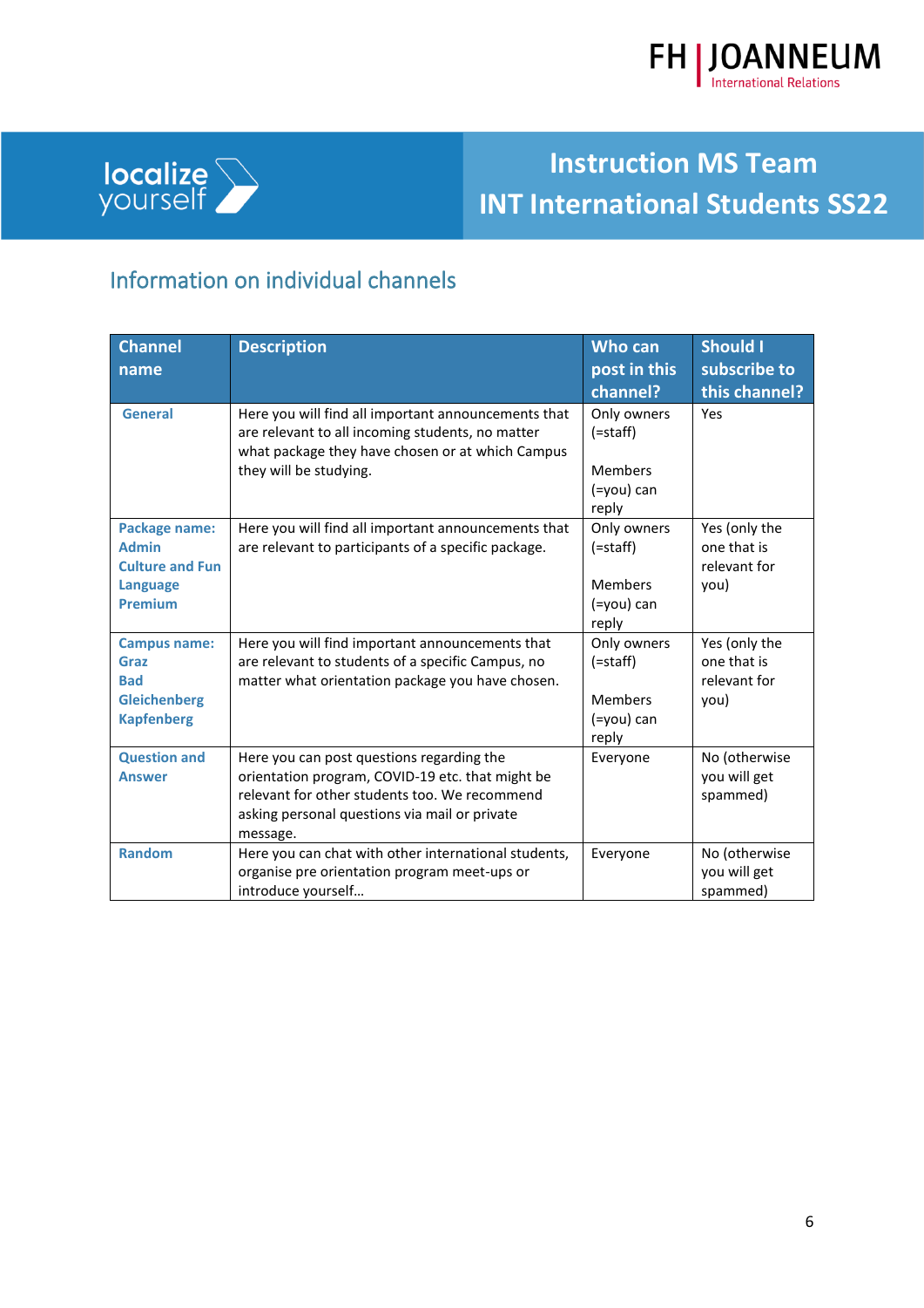## Information on individual channels

| Channel name | Description | Who can post in this channel? | Should I subscribe to this channel? |
|---|---|---|---|
| **General** | Here you will find all important announcements that are relevant to all incoming students, no matter what package they have chosen or at which Campus they will be studying. | Only owners (=staff)<br><br>Members (=you) can reply | Yes |
| **Package name:**<br>**Admin**<br>**Culture and Fun**<br>**Language**<br>**Premium** | Here you will find all important announcements that are relevant to participants of a specific package. | Only owners (=staff)<br><br>Members (=you) can reply | Yes (only the one that is relevant for you) |
| **Campus name:**<br>**Graz**<br>**Bad Gleichenberg**<br>**Kapfenberg** | Here you will find important announcements that are relevant to students of a specific Campus, no matter what orientation package you have chosen. | Only owners (=staff)<br><br>Members (=you) can reply | Yes (only the one that is relevant for you) |
| **Question and Answer** | Here you can post questions regarding the orientation program, COVID-19 etc. that might be relevant for other students too. We recommend asking personal questions via mail or private message. | Everyone | No (otherwise you will get spammed) |
| **Random** | Here you can chat with other international students, organise pre orientation program meet-ups or introduce yourself… | Everyone | No (otherwise you will get spammed) |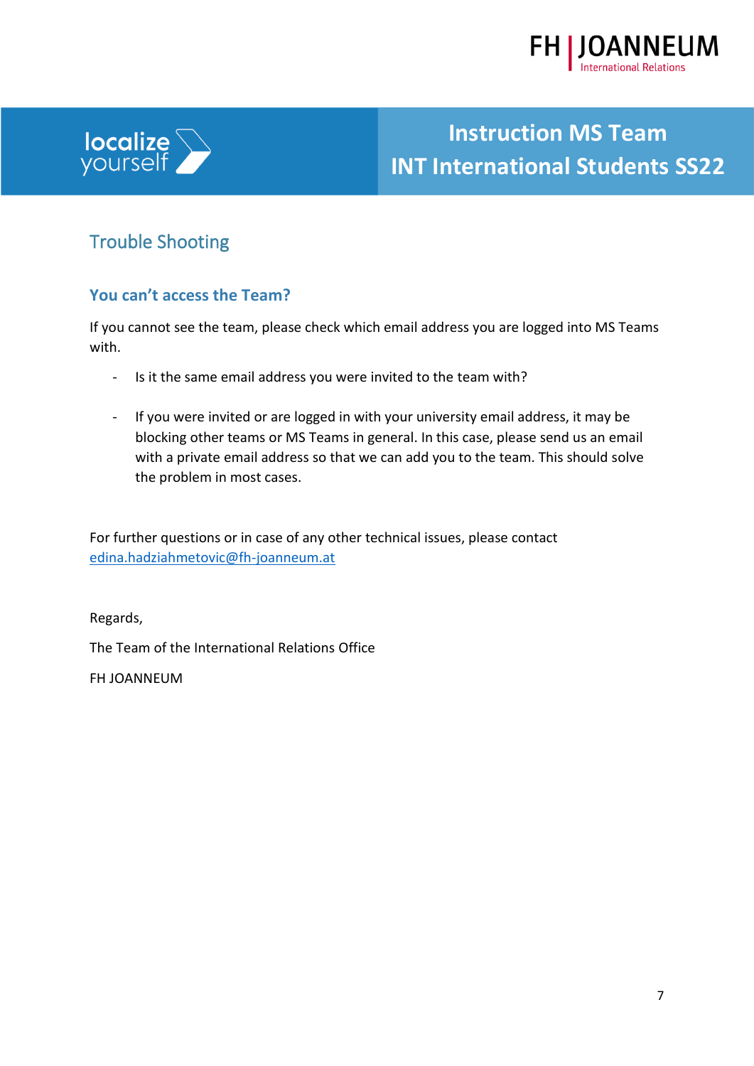## Trouble Shooting

### You can't access the Team?

If you cannot see the team, please check which email address you are logged into MS Teams with.

- Is it the same email address you were invited to the team with?

- If you were invited or are logged in with your university email address, it may be blocking other teams or MS Teams in general. In this case, please send us an email with a private email address so that we can add you to the team. This should solve the problem in most cases.

For further questions or in case of any other technical issues, please contact edina.hadziahmetovic@fh-joanneum.at

Regards,

The Team of the International Relations Office

FH JOANNEUM